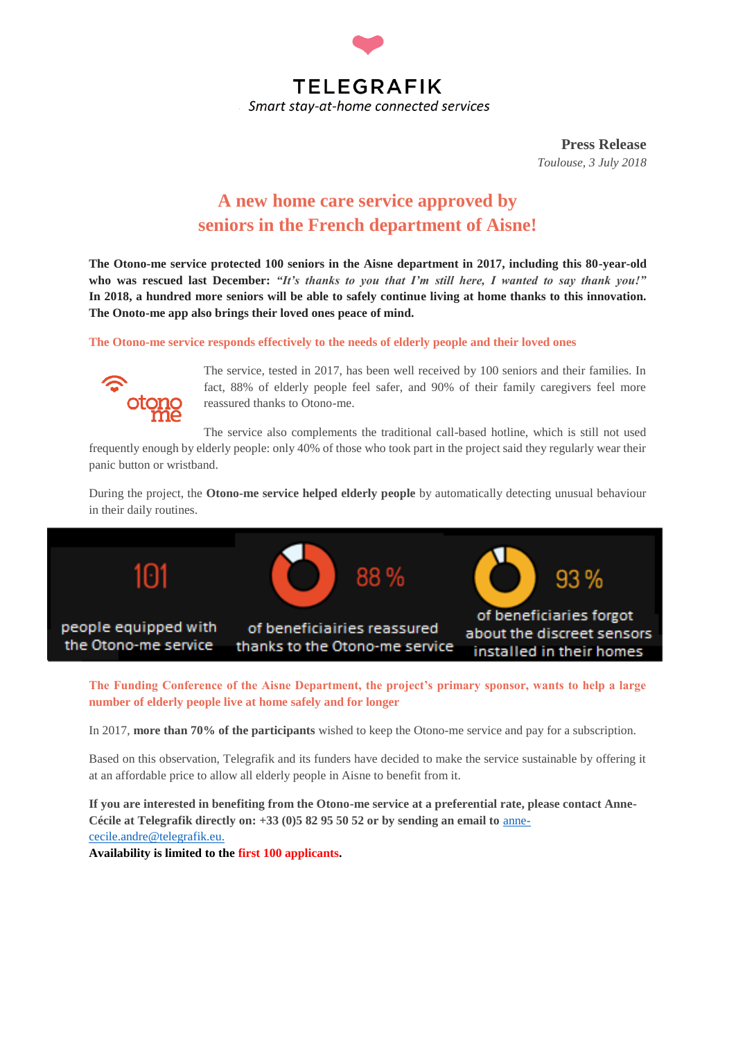# TELEGRAFIK

*Smart stay-at-home connected services*

**Press Release**
*Toulouse, 3 July 2018*

## A new home care service approved by seniors in the French department of Aisne!

**The Otono-me service protected 100 seniors in the Aisne department in 2017, including this 80-year-old who was rescued last December: *"It's thanks to you that I'm still here, I wanted to say thank you!"* In 2018, a hundred more seniors will be able to safely continue living at home thanks to this innovation. The Onoto-me app also brings their loved ones peace of mind.**

### The Otono-me service responds effectively to the needs of elderly people and their loved ones

otono me

The service, tested in 2017, has been well received by 100 seniors and their families. In fact, 88% of elderly people feel safer, and 90% of their family caregivers feel more reassured thanks to Otono-me.

The service also complements the traditional call-based hotline, which is still not used frequently enough by elderly people: only 40% of those who took part in the project said they regularly wear their panic button or wristband.

During the project, the **Otono-me service helped elderly people** by automatically detecting unusual behaviour in their daily routines.

| 101 | 88 % | 93 % |
|---|---|---|
| people equipped with the Otono-me service | of beneficiairies reassured thanks to the Otono-me service | of beneficiaries forgot about the discreet sensors installed in their homes |

### The Funding Conference of the Aisne Department, the project's primary sponsor, wants to help a large number of elderly people live at home safely and for longer

In 2017, **more than 70% of the participants** wished to keep the Otono-me service and pay for a subscription.

Based on this observation, Telegrafik and its funders have decided to make the service sustainable by offering it at an affordable price to allow all elderly people in Aisne to benefit from it.

**If you are interested in benefiting from the Otono-me service at a preferential rate, please contact Anne-Cécile at Telegrafik directly on: +33 (0)5 82 95 50 52 or by sending an email to** anne-cecile.andre@telegrafik.eu.
**Availability is limited to the first 100 applicants.**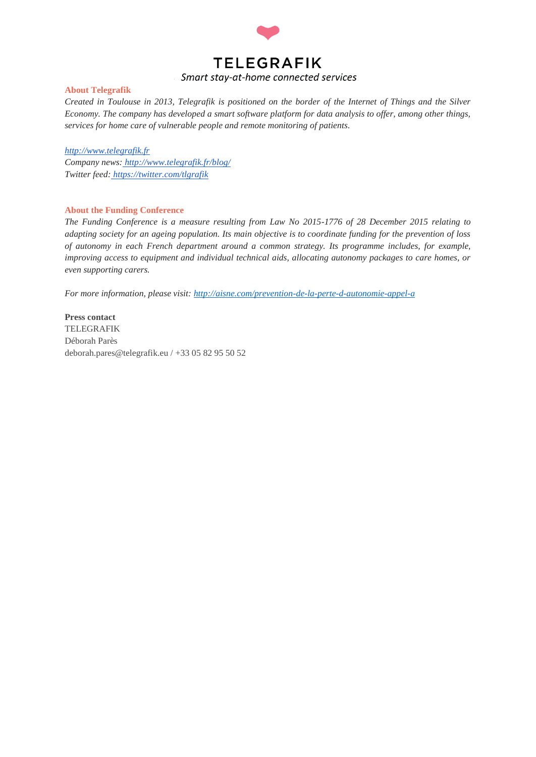# TELEGRAFIK

*Smart stay-at-home connected services*

## About Telegrafik

*Created in Toulouse in 2013, Telegrafik is positioned on the border of the Internet of Things and the Silver Economy. The company has developed a smart software platform for data analysis to offer, among other things, services for home care of vulnerable people and remote monitoring of patients.*

*http://www.telegrafik.fr*
*Company news: http://www.telegrafik.fr/blog/*
*Twitter feed: https://twitter.com/tlgrafik*

## About the Funding Conference

*The Funding Conference is a measure resulting from Law No 2015-1776 of 28 December 2015 relating to adapting society for an ageing population. Its main objective is to coordinate funding for the prevention of loss of autonomy in each French department around a common strategy. Its programme includes, for example, improving access to equipment and individual technical aids, allocating autonomy packages to care homes, or even supporting carers.*

*For more information, please visit: http://aisne.com/prevention-de-la-perte-d-autonomie-appel-a*

**Press contact**
TELEGRAFIK
Déborah Parès
deborah.pares@telegrafik.eu / +33 05 82 95 50 52